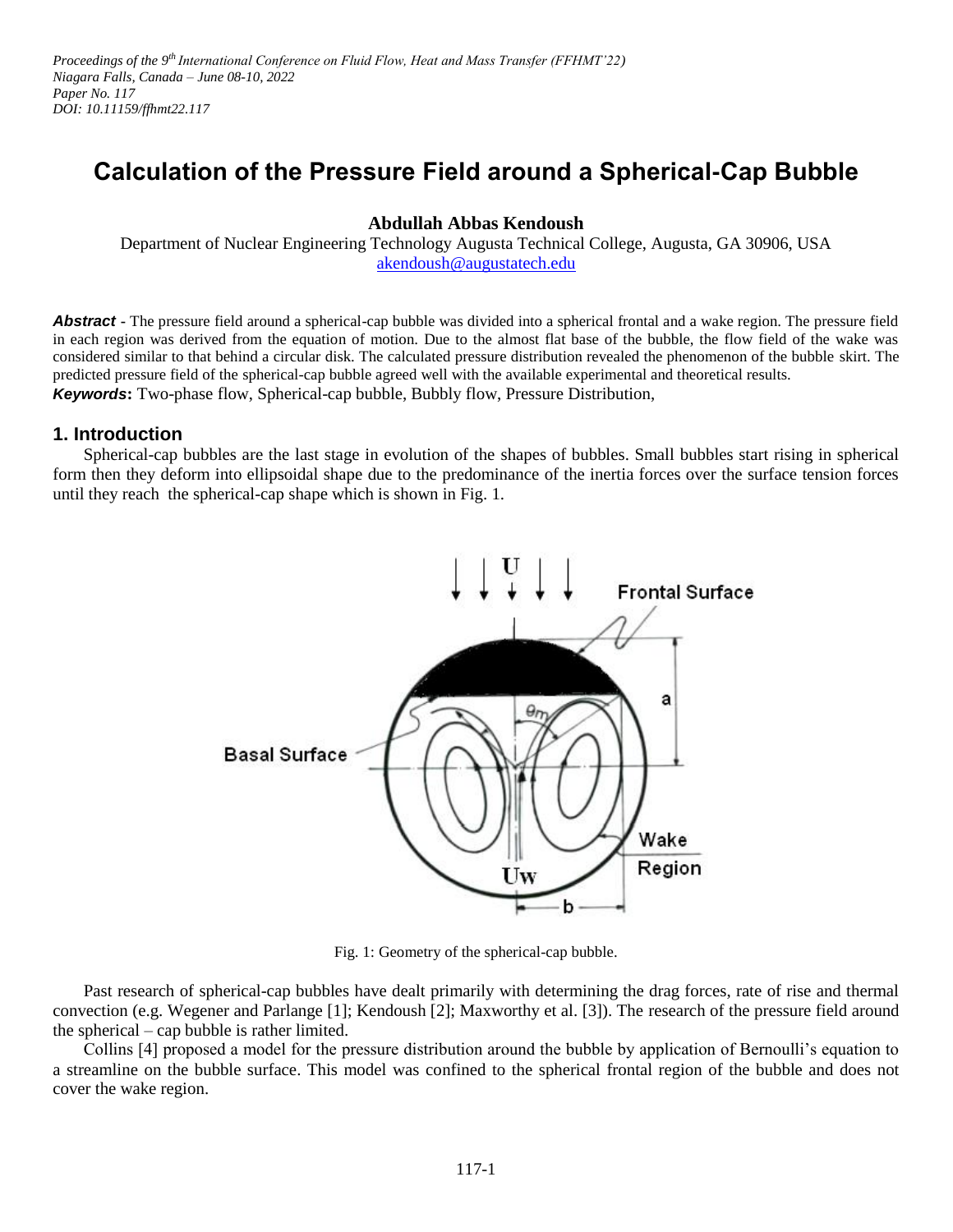# Calculation of the Pressure Field around a Spherical-Cap Bubble

**Abdullah Abbas Kendoush**

Department of Nuclear Engineering Technology Augusta Technical College, Augusta, GA 30906, USA
akendoush@augustatech.edu

***Abstract*** - The pressure field around a spherical-cap bubble was divided into a spherical frontal and a wake region. The pressure field in each region was derived from the equation of motion. Due to the almost flat base of the bubble, the flow field of the wake was considered similar to that behind a circular disk. The calculated pressure distribution revealed the phenomenon of the bubble skirt. The predicted pressure field of the spherical-cap bubble agreed well with the available experimental and theoretical results.

***Keywords*:** Two-phase flow, Spherical-cap bubble, Bubbly flow, Pressure Distribution,

## 1. Introduction

Spherical-cap bubbles are the last stage in evolution of the shapes of bubbles. Small bubbles start rising in spherical form then they deform into ellipsoidal shape due to the predominance of the inertia forces over the surface tension forces until they reach the spherical-cap shape which is shown in Fig. 1.

Fig. 1: Geometry of the spherical-cap bubble.

Past research of spherical-cap bubbles have dealt primarily with determining the drag forces, rate of rise and thermal convection (e.g. Wegener and Parlange [1]; Kendoush [2]; Maxworthy et al. [3]). The research of the pressure field around the spherical – cap bubble is rather limited.

Collins [4] proposed a model for the pressure distribution around the bubble by application of Bernoulli's equation to a streamline on the bubble surface. This model was confined to the spherical frontal region of the bubble and does not cover the wake region.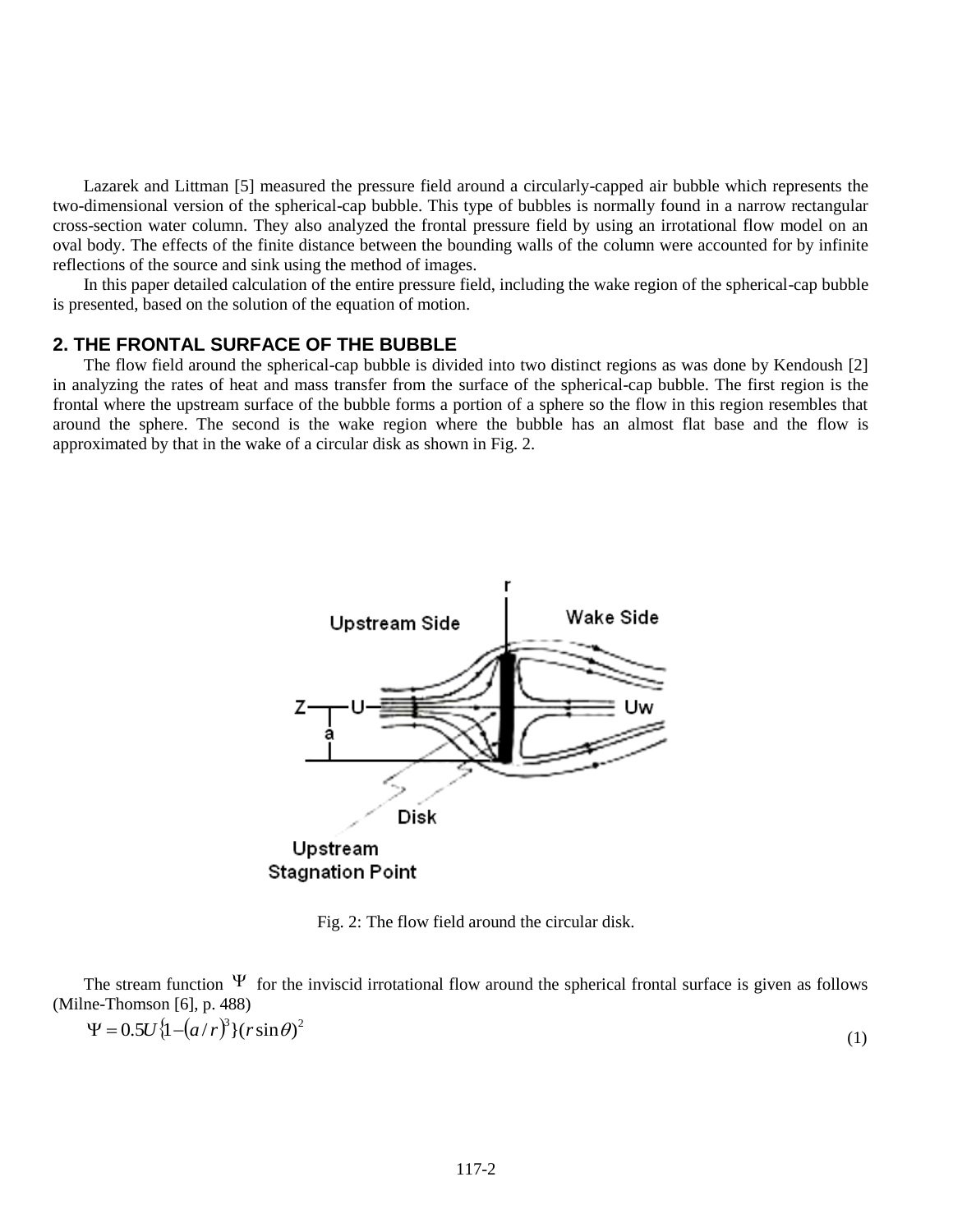Lazarek and Littman [5] measured the pressure field around a circularly-capped air bubble which represents the two-dimensional version of the spherical-cap bubble. This type of bubbles is normally found in a narrow rectangular cross-section water column. They also analyzed the frontal pressure field by using an irrotational flow model on an oval body. The effects of the finite distance between the bounding walls of the column were accounted for by infinite reflections of the source and sink using the method of images.

In this paper detailed calculation of the entire pressure field, including the wake region of the spherical-cap bubble is presented, based on the solution of the equation of motion.

## 2. THE FRONTAL SURFACE OF THE BUBBLE

The flow field around the spherical-cap bubble is divided into two distinct regions as was done by Kendoush [2] in analyzing the rates of heat and mass transfer from the surface of the spherical-cap bubble. The first region is the frontal where the upstream surface of the bubble forms a portion of a sphere so the flow in this region resembles that around the sphere. The second is the wake region where the bubble has an almost flat base and the flow is approximated by that in the wake of a circular disk as shown in Fig. 2.

Fig. 2: The flow field around the circular disk.

The stream function $\Psi$ for the inviscid irrotational flow around the spherical frontal surface is given as follows (Milne-Thomson [6], p. 488)

$$\Psi = 0.5U\{1-(a/r)^3\}(r\sin\theta)^2 \tag{1}$$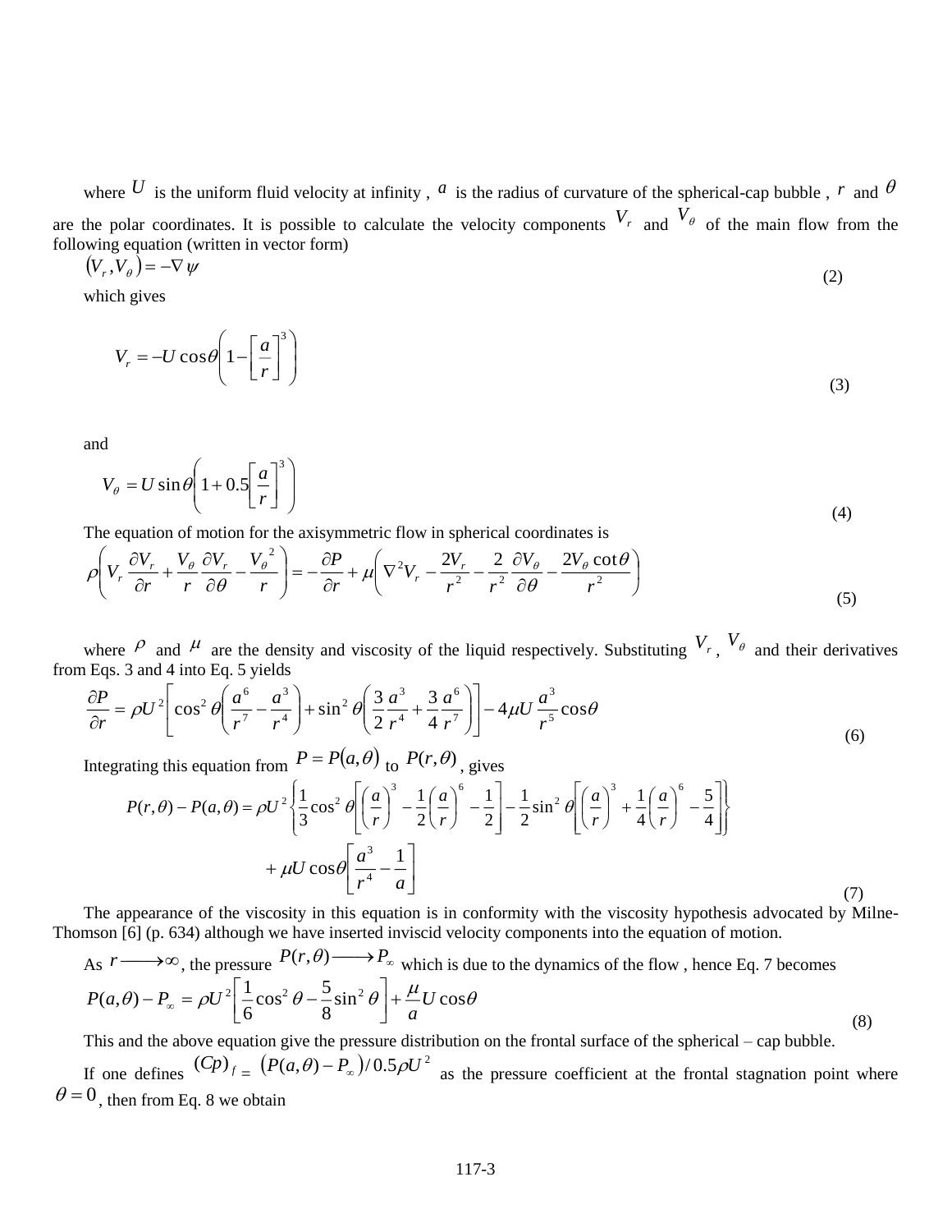where $U$ is the uniform fluid velocity at infinity , $a$ is the radius of curvature of the spherical-cap bubble , $r$ and $\theta$ are the polar coordinates. It is possible to calculate the velocity components $V_r$ and $V_\theta$ of the main flow from the following equation (written in vector form)

$$(V_r, V_\theta) = -\nabla \psi \tag{2}$$

which gives

$$V_r = -U\cos\theta\left(1 - \left[\frac{a}{r}\right]^3\right) \tag{3}$$

and

$$V_\theta = U\sin\theta\left(1 + 0.5\left[\frac{a}{r}\right]^3\right) \tag{4}$$

The equation of motion for the axisymmetric flow in spherical coordinates is

$$\rho\left(V_r\frac{\partial V_r}{\partial r} + \frac{V_\theta}{r}\frac{\partial V_r}{\partial \theta} - \frac{V_\theta^{\,2}}{r}\right) = -\frac{\partial P}{\partial r} + \mu\left(\nabla^2 V_r - \frac{2V_r}{r^2} - \frac{2}{r^2}\frac{\partial V_\theta}{\partial \theta} - \frac{2V_\theta\cot\theta}{r^2}\right) \tag{5}$$

where $\rho$ and $\mu$ are the density and viscosity of the liquid respectively. Substituting $V_r$, $V_\theta$ and their derivatives from Eqs. 3 and 4 into Eq. 5 yields

$$\frac{\partial P}{\partial r} = \rho U^2\left[\cos^2\theta\left(\frac{a^6}{r^7} - \frac{a^3}{r^4}\right) + \sin^2\theta\left(\frac{3}{2}\frac{a^3}{r^4} + \frac{3}{4}\frac{a^6}{r^7}\right)\right] - 4\mu U\frac{a^3}{r^5}\cos\theta \tag{6}$$

Integrating this equation from $P = P(a,\theta)$ to $P(r,\theta)$, gives

$$P(r,\theta) - P(a,\theta) = \rho U^2\left\{\frac{1}{3}\cos^2\theta\left[\left(\frac{a}{r}\right)^3 - \frac{1}{2}\left(\frac{a}{r}\right)^6 - \frac{1}{2}\right] - \frac{1}{2}\sin^2\theta\left[\left(\frac{a}{r}\right)^3 + \frac{1}{4}\left(\frac{a}{r}\right)^6 - \frac{5}{4}\right]\right\} + \mu U\cos\theta\left[\frac{a^3}{r^4} - \frac{1}{a}\right] \tag{7}$$

The appearance of the viscosity in this equation is in conformity with the viscosity hypothesis advocated by Milne-Thomson [6] (p. 634) although we have inserted inviscid velocity components into the equation of motion.

As $r \longrightarrow \infty$, the pressure $P(r,\theta) \longrightarrow P_\infty$ which is due to the dynamics of the flow , hence Eq. 7 becomes

$$P(a,\theta) - P_\infty = \rho U^2\left[\frac{1}{6}\cos^2\theta - \frac{5}{8}\sin^2\theta\right] + \frac{\mu}{a}U\cos\theta \tag{8}$$

This and the above equation give the pressure distribution on the frontal surface of the spherical – cap bubble.

If one defines $(Cp)_f = \left(P(a,\theta) - P_\infty\right)/0.5\rho U^2$ as the pressure coefficient at the frontal stagnation point where $\theta = 0$, then from Eq. 8 we obtain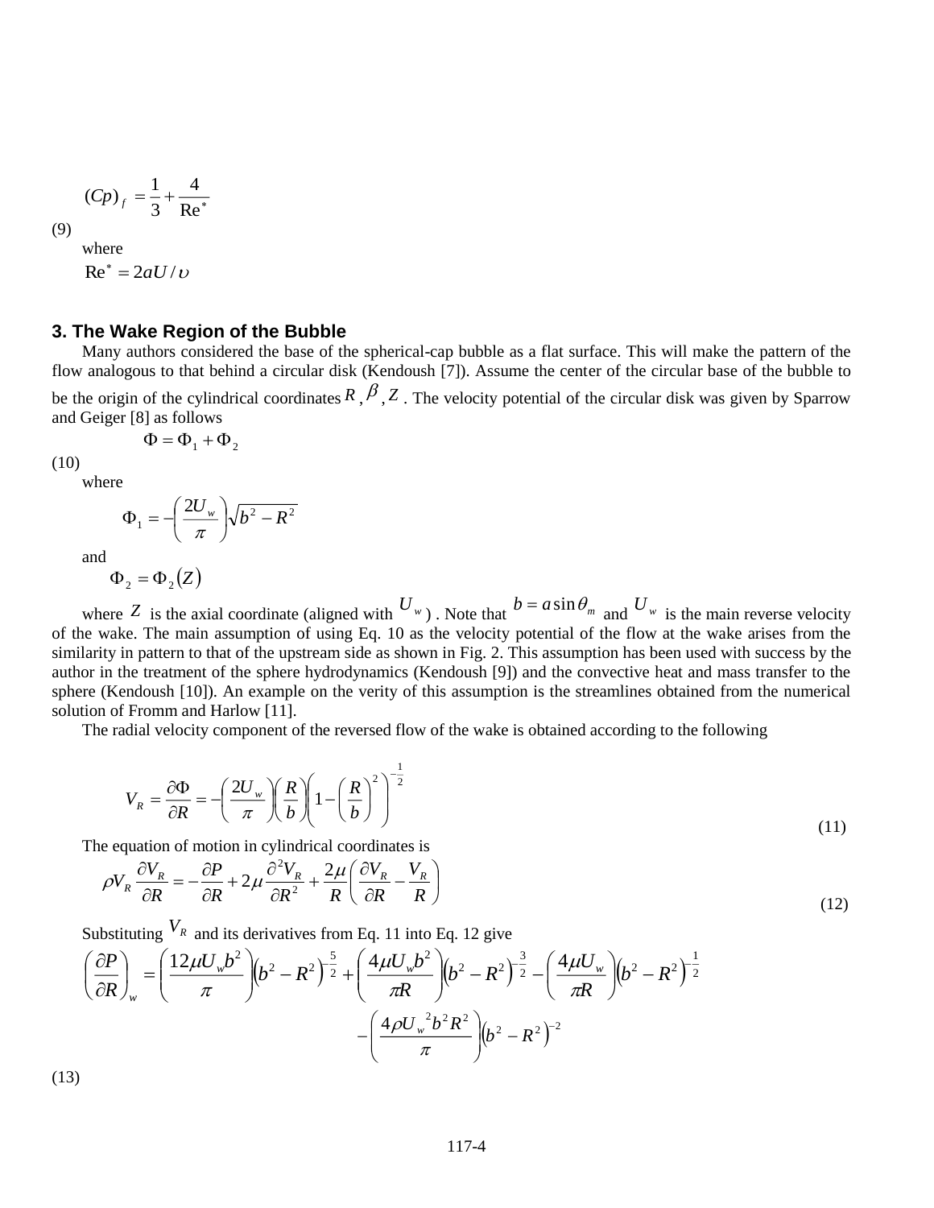$$(Cp)_f = \frac{1}{3} + \frac{4}{\text{Re}^*} \tag{9}$$

where

$\text{Re}^* = 2aU/\upsilon$

### 3. The Wake Region of the Bubble

Many authors considered the base of the spherical-cap bubble as a flat surface. This will make the pattern of the flow analogous to that behind a circular disk (Kendoush [7]). Assume the center of the circular base of the bubble to be the origin of the cylindrical coordinates $R, \beta, Z$. The velocity potential of the circular disk was given by Sparrow and Geiger [8] as follows

$$\Phi = \Phi_1 + \Phi_2 \tag{10}$$

where

$$\Phi_1 = -\left(\frac{2U_w}{\pi}\right)\sqrt{b^2 - R^2}$$

and

$$\Phi_2 = \Phi_2(Z)$$

where $Z$ is the axial coordinate (aligned with $U_w$). Note that $b = a\sin\theta_m$ and $U_w$ is the main reverse velocity of the wake. The main assumption of using Eq. 10 as the velocity potential of the flow at the wake arises from the similarity in pattern to that of the upstream side as shown in Fig. 2. This assumption has been used with success by the author in the treatment of the sphere hydrodynamics (Kendoush [9]) and the convective heat and mass transfer to the sphere (Kendoush [10]). An example on the verity of this assumption is the streamlines obtained from the numerical solution of Fromm and Harlow [11].

The radial velocity component of the reversed flow of the wake is obtained according to the following

$$V_R = \frac{\partial \Phi}{\partial R} = -\left(\frac{2U_w}{\pi}\right)\left(\frac{R}{b}\right)\left(1 - \left(\frac{R}{b}\right)^2\right)^{-\frac{1}{2}} \tag{11}$$

The equation of motion in cylindrical coordinates is

$$\rho V_R \frac{\partial V_R}{\partial R} = -\frac{\partial P}{\partial R} + 2\mu \frac{\partial^2 V_R}{\partial R^2} + \frac{2\mu}{R}\left(\frac{\partial V_R}{\partial R} - \frac{V_R}{R}\right) \tag{12}$$

Substituting $V_R$ and its derivatives from Eq. 11 into Eq. 12 give

$$\left(\frac{\partial P}{\partial R}\right)_w = \left(\frac{12\mu U_w b^2}{\pi}\right)\left(b^2 - R^2\right)^{-\frac{5}{2}} + \left(\frac{4\mu U_w b^2}{\pi R}\right)\left(b^2 - R^2\right)^{-\frac{3}{2}} - \left(\frac{4\mu U_w}{\pi R}\right)\left(b^2 - R^2\right)^{-\frac{1}{2}} - \left(\frac{4\rho U_w{}^2 b^2 R^2}{\pi}\right)\left(b^2 - R^2\right)^{-2} \tag{13}$$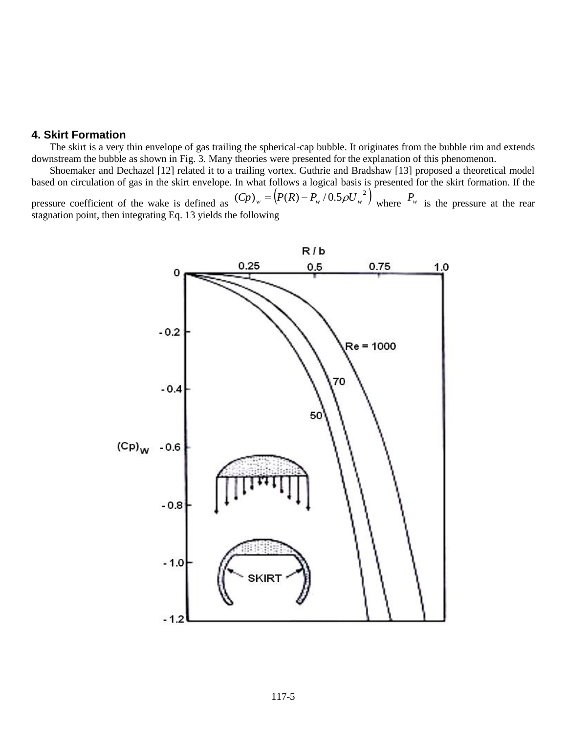### 4. Skirt Formation

The skirt is a very thin envelope of gas trailing the spherical-cap bubble. It originates from the bubble rim and extends downstream the bubble as shown in Fig. 3. Many theories were presented for the explanation of this phenomenon.

Shoemaker and Dechazel [12] related it to a trailing vortex. Guthrie and Bradshaw [13] proposed a theoretical model based on circulation of gas in the skirt envelope. In what follows a logical basis is presented for the skirt formation. If the pressure coefficient of the wake is defined as $(Cp)_w = \left(P(R) - P_w / 0.5\rho U_w^{\ 2}\right)$ where $P_w$ is the pressure at the rear stagnation point, then integrating Eq. 13 yields the following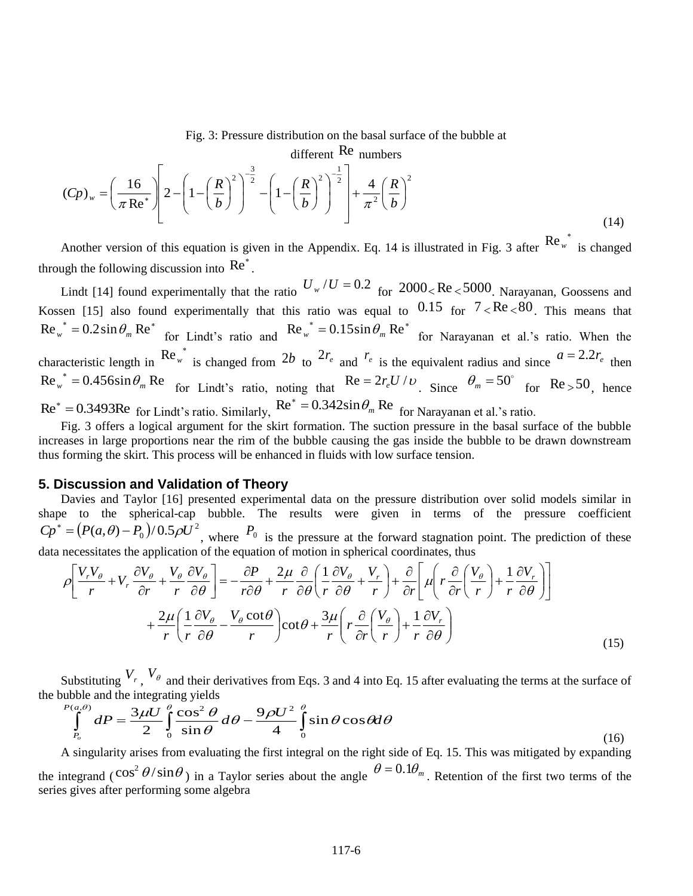Fig. 3: Pressure distribution on the basal surface of the bubble at different $\text{Re}$ numbers

$$(Cp)_w = \left(\frac{16}{\pi \text{Re}^*}\right)\left[2 - \left(1 - \left(\frac{R}{b}\right)^2\right)^{-\frac{3}{2}} - \left(1 - \left(\frac{R}{b}\right)^2\right)^{-\frac{1}{2}}\right] + \frac{4}{\pi^2}\left(\frac{R}{b}\right)^2 \tag{14}$$

Another version of this equation is given in the Appendix. Eq. 14 is illustrated in Fig. 3 after $\text{Re}_w^{\ *}$ is changed through the following discussion into $\text{Re}^*$.

Lindt [14] found experimentally that the ratio $U_w / U = 0.2$ for $2000 < \text{Re} < 5000$. Narayanan, Goossens and Kossen [15] also found experimentally that this ratio was equal to $0.15$ for $7 < \text{Re} < 80$. This means that $\text{Re}_w^{\ *} = 0.2 \sin\theta_m \text{Re}^*$ for Lindt's ratio and $\text{Re}_w^{\ *} = 0.15 \sin\theta_m \text{Re}^*$ for Narayanan et al.'s ratio. When the characteristic length in $\text{Re}_w^{\ *}$ is changed from $2b$ to $2r_e$ and $r_e$ is the equivalent radius and since $a = 2.2 r_e$ then $\text{Re}_w^{\ *} = 0.456 \sin\theta_m \text{Re}$ for Lindt's ratio, noting that $\text{Re} = 2 r_e U / \upsilon$. Since $\theta_m = 50^\circ$ for $\text{Re} > 50$, hence $\text{Re}^* = 0.3493\text{Re}$ for Lindt's ratio. Similarly, $\text{Re}^* = 0.342 \sin\theta_m \text{Re}$ for Narayanan et al.'s ratio.

Fig. 3 offers a logical argument for the skirt formation. The suction pressure in the basal surface of the bubble increases in large proportions near the rim of the bubble causing the gas inside the bubble to be drawn downstream thus forming the skirt. This process will be enhanced in fluids with low surface tension.

## 5. Discussion and Validation of Theory

Davies and Taylor [16] presented experimental data on the pressure distribution over solid models similar in shape to the spherical-cap bubble. The results were given in terms of the pressure coefficient $Cp^* = \left(P(a,\theta) - P_0\right) / 0.5 \rho U^2$, where $P_0$ is the pressure at the forward stagnation point. The prediction of these data necessitates the application of the equation of motion in spherical coordinates, thus

$$\rho\left[\frac{V_r V_\theta}{r} + V_r \frac{\partial V_\theta}{\partial r} + \frac{V_\theta}{r}\frac{\partial V_\theta}{\partial \theta}\right] = -\frac{\partial P}{r \partial \theta} + \frac{2\mu}{r}\frac{\partial}{\partial \theta}\left(\frac{1}{r}\frac{\partial V_\theta}{\partial \theta} + \frac{V_r}{r}\right) + \frac{\partial}{\partial r}\left[\mu\left(r \frac{\partial}{\partial r}\left(\frac{V_\theta}{r}\right) + \frac{1}{r}\frac{\partial V_r}{\partial \theta}\right)\right]$$
$$+ \frac{2\mu}{r}\left(\frac{1}{r}\frac{\partial V_\theta}{\partial \theta} - \frac{V_\theta \cot\theta}{r}\right)\cot\theta + \frac{3\mu}{r}\left(r \frac{\partial}{\partial r}\left(\frac{V_\theta}{r}\right) + \frac{1}{r}\frac{\partial V_r}{\partial \theta}\right) \tag{15}$$

Substituting $V_r$, $V_\theta$ and their derivatives from Eqs. 3 and 4 into Eq. 15 after evaluating the terms at the surface of the bubble and the integrating yields

$$\int_{P_o}^{P(a,\theta)} dP = \frac{3\mu U}{2}\int_0^\theta \frac{\cos^2\theta}{\sin\theta} d\theta - \frac{9\rho U^2}{4}\int_0^\theta \sin\theta \cos\theta d\theta \tag{16}$$

A singularity arises from evaluating the first integral on the right side of Eq. 15. This was mitigated by expanding the integrand ($\cos^2\theta / \sin\theta$) in a Taylor series about the angle $\theta = 0.1\theta_m$. Retention of the first two terms of the series gives after performing some algebra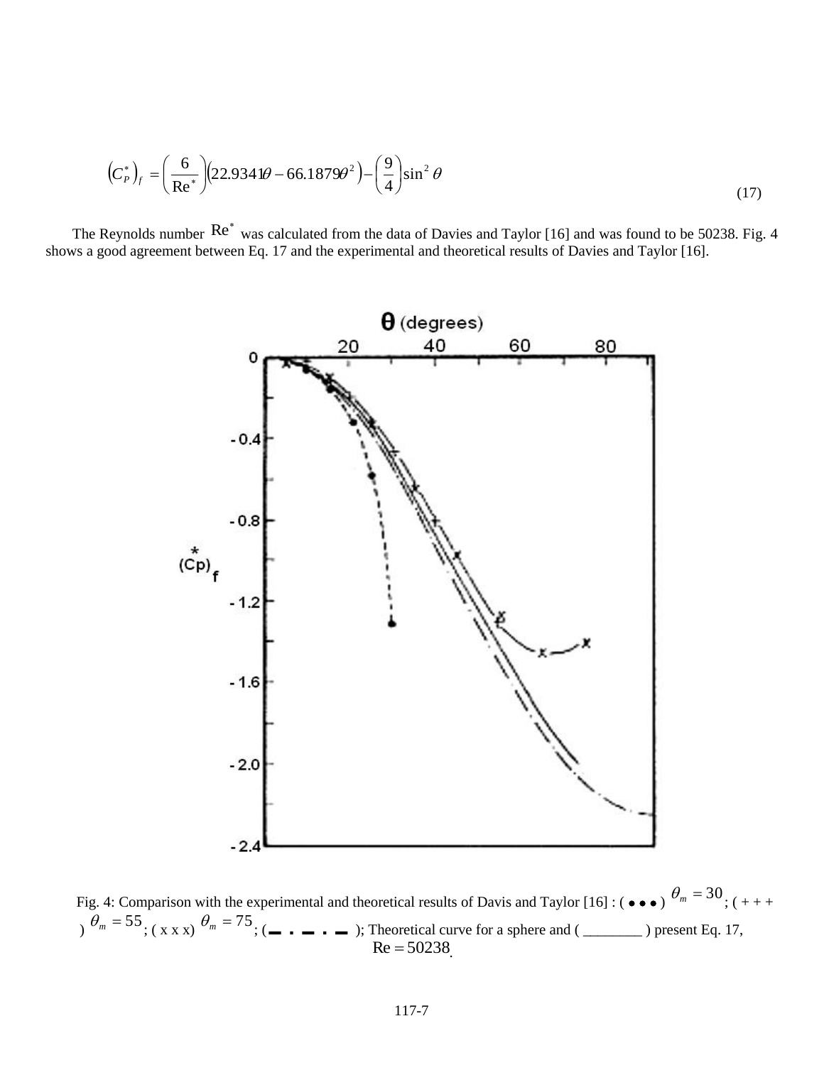$$\left(C_P^*\right)_f = \left(\frac{6}{\text{Re}^*}\right)\left(22.9341\theta - 66.1879\theta^2\right) - \left(\frac{9}{4}\right)\sin^2\theta \tag{17}$$

The Reynolds number $\text{Re}^*$ was calculated from the data of Davies and Taylor [16] and was found to be 50238. Fig. 4 shows a good agreement between Eq. 17 and the experimental and theoretical results of Davies and Taylor [16].

Fig. 4: Comparison with the experimental and theoretical results of Davis and Taylor [16] : ( • • • ) $\theta_m = 30$; ( + + + ) $\theta_m = 55$; ( x x x) $\theta_m = 75$; ( ▬ · ▬ · ▬ ); Theoretical curve for a sphere and ( ________ ) present Eq. 17, $\text{Re} = 50238$.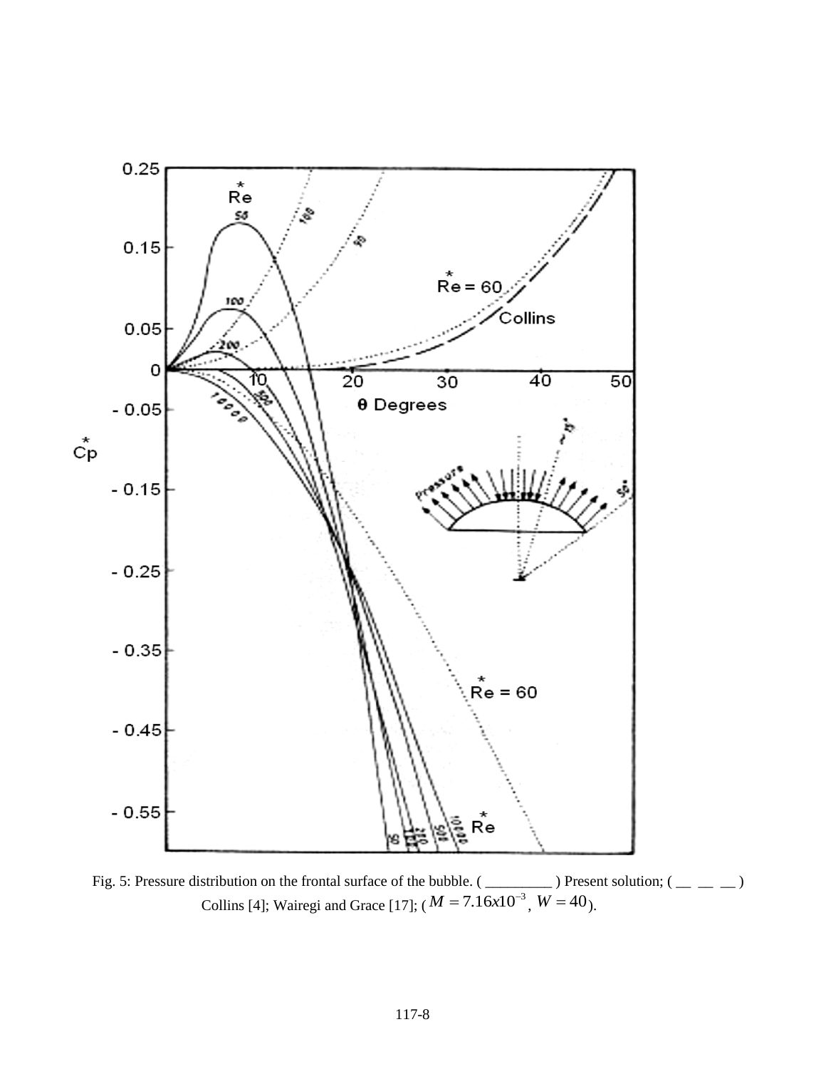Fig. 5: Pressure distribution on the frontal surface of the bubble. ( _________ ) Present solution; ( __ __ __ ) Collins [4]; Wairegi and Grace [17]; ( $M = 7.16x10^{-3}$, $W = 40$).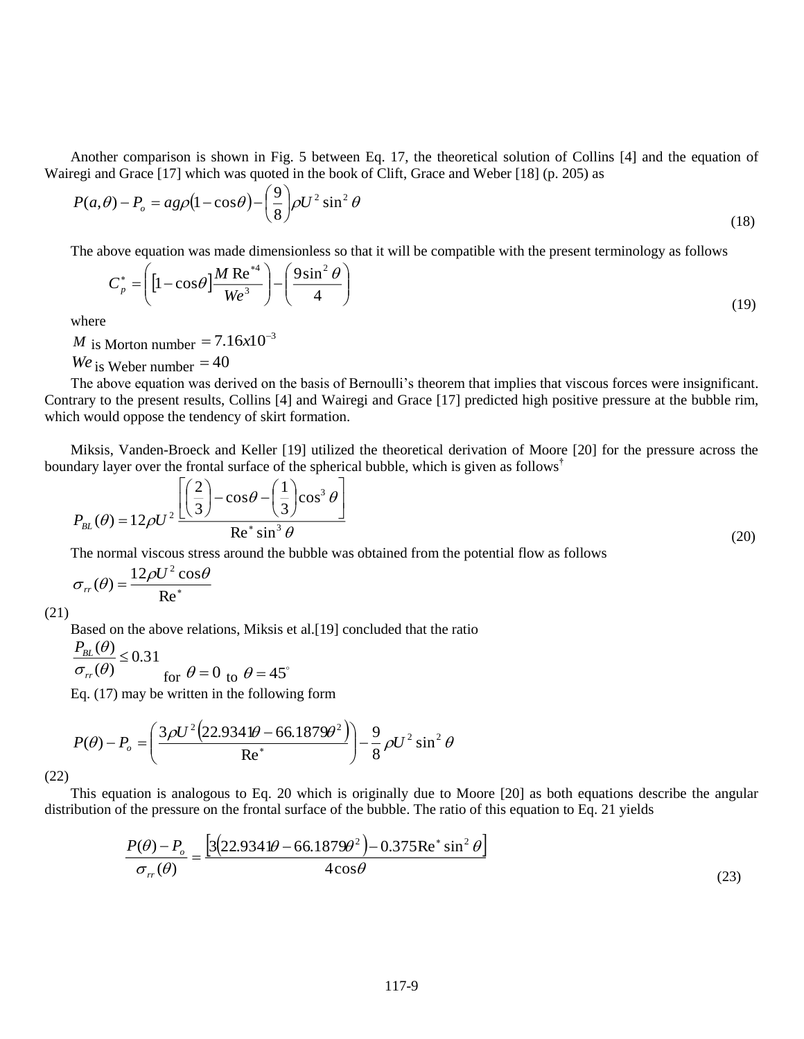Another comparison is shown in Fig. 5 between Eq. 17, the theoretical solution of Collins [4] and the equation of Wairegi and Grace [17] which was quoted in the book of Clift, Grace and Weber [18] (p. 205) as

$$P(a,\theta) - P_o = ag\rho(1-\cos\theta) - \left(\frac{9}{8}\right)\rho U^2 \sin^2\theta \tag{18}$$

The above equation was made dimensionless so that it will be compatible with the present terminology as follows

$$C_p^* = \left([1-\cos\theta]\frac{M\,\mathrm{Re}^{*4}}{We^3}\right) - \left(\frac{9\sin^2\theta}{4}\right) \tag{19}$$

where

$M$ is Morton number $= 7.16x10^{-3}$

$We$ is Weber number $= 40$

The above equation was derived on the basis of Bernoulli's theorem that implies that viscous forces were insignificant. Contrary to the present results, Collins [4] and Wairegi and Grace [17] predicted high positive pressure at the bubble rim, which would oppose the tendency of skirt formation.

Miksis, Vanden-Broeck and Keller [19] utilized the theoretical derivation of Moore [20] for the pressure across the boundary layer over the frontal surface of the spherical bubble, which is given as follows[†]

$$P_{BL}(\theta) = 12\rho U^2 \frac{\left[\left(\frac{2}{3}\right) - \cos\theta - \left(\frac{1}{3}\right)\cos^3\theta\right]}{\mathrm{Re}^* \sin^3\theta} \tag{20}$$

The normal viscous stress around the bubble was obtained from the potential flow as follows

$$\sigma_{rr}(\theta) = \frac{12\rho U^2 \cos\theta}{\mathrm{Re}^*} \tag{21}$$

Based on the above relations, Miksis et al.[19] concluded that the ratio

$\dfrac{P_{BL}(\theta)}{\sigma_{rr}(\theta)} \leq 0.31$ for $\theta = 0$ to $\theta = 45^\circ$

Eq. (17) may be written in the following form

$$P(\theta) - P_o = \left(\frac{3\rho U^2 (22.9341\theta - 66.1879\theta^2)}{\mathrm{Re}^*}\right) - \frac{9}{8}\rho U^2 \sin^2\theta \tag{22}$$

This equation is analogous to Eq. 20 which is originally due to Moore [20] as both equations describe the angular distribution of the pressure on the frontal surface of the bubble. The ratio of this equation to Eq. 21 yields

$$\frac{P(\theta) - P_o}{\sigma_{rr}(\theta)} = \frac{\left[3(22.9341\theta - 66.1879\theta^2) - 0.375\,\mathrm{Re}^* \sin^2\theta\right]}{4\cos\theta} \tag{23}$$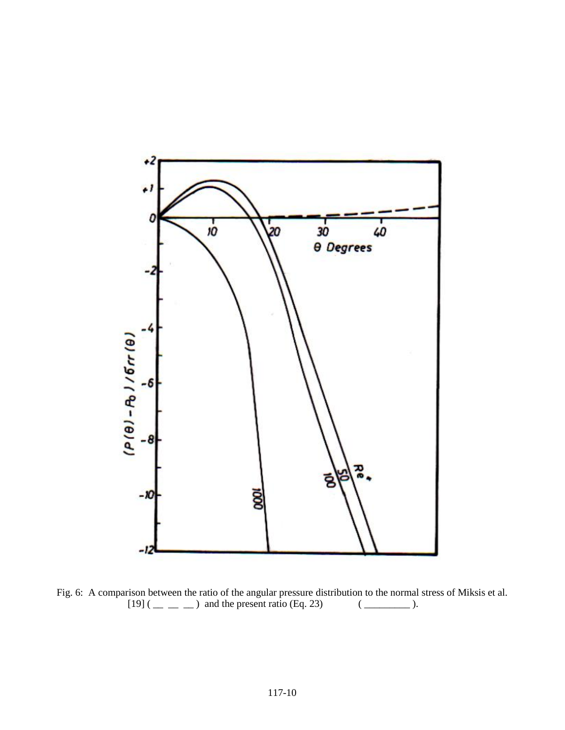Fig. 6: A comparison between the ratio of the angular pressure distribution to the normal stress of Miksis et al. [19] ( __ __ __ ) and the present ratio (Eq. 23) ( _________ ).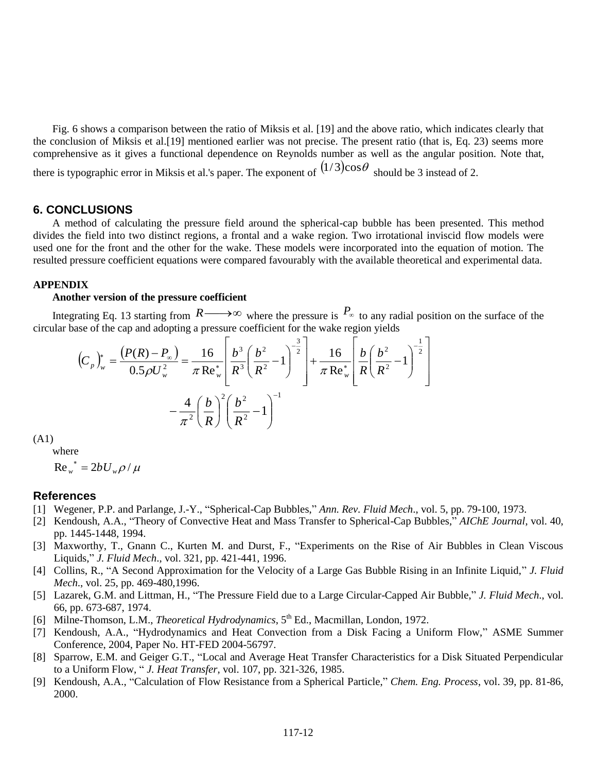Fig. 6 shows a comparison between the ratio of Miksis et al. [19] and the above ratio, which indicates clearly that the conclusion of Miksis et al.[19] mentioned earlier was not precise. The present ratio (that is, Eq. 23) seems more comprehensive as it gives a functional dependence on Reynolds number as well as the angular position. Note that, there is typographic error in Miksis et al.'s paper. The exponent of $(1/3)\cos\theta$ should be 3 instead of 2.

## 6. CONCLUSIONS

A method of calculating the pressure field around the spherical-cap bubble has been presented. This method divides the field into two distinct regions, a frontal and a wake region. Two irrotational inviscid flow models were used one for the front and the other for the wake. These models were incorporated into the equation of motion. The resulted pressure coefficient equations were compared favourably with the available theoretical and experimental data.

## APPENDIX

### Another version of the pressure coefficient

Integrating Eq. 13 starting from $R \longrightarrow \infty$ where the pressure is $P_\infty$ to any radial position on the surface of the circular base of the cap and adopting a pressure coefficient for the wake region yields

$$\left(C_p\right)_w^* = \frac{\left(P(R) - P_\infty\right)}{0.5\rho U_w^2} = \frac{16}{\pi \operatorname{Re}_w^*}\left[\frac{b^3}{R^3}\left(\frac{b^2}{R^2} - 1\right)^{-\frac{3}{2}}\right] + \frac{16}{\pi \operatorname{Re}_w^*}\left[\frac{b}{R}\left(\frac{b^2}{R^2} - 1\right)^{-\frac{1}{2}}\right] - \frac{4}{\pi^2}\left(\frac{b}{R}\right)^2\left(\frac{b^2}{R^2} - 1\right)^{-1}$$

(A1)

where

$\operatorname{Re}_w^* = 2bU_w\rho/\mu$

## References

[1] Wegener, P.P. and Parlange, J.-Y., "Spherical-Cap Bubbles," *Ann. Rev. Fluid Mech*., vol. 5, pp. 79-100, 1973.

[2] Kendoush, A.A., "Theory of Convective Heat and Mass Transfer to Spherical-Cap Bubbles," *AIChE Journal*, vol. 40, pp. 1445-1448, 1994.

[3] Maxworthy, T., Gnann C., Kurten M. and Durst, F., "Experiments on the Rise of Air Bubbles in Clean Viscous Liquids," *J. Fluid Mech*., vol. 321, pp. 421-441, 1996.

[4] Collins, R., "A Second Approximation for the Velocity of a Large Gas Bubble Rising in an Infinite Liquid," *J. Fluid Mech*., vol. 25, pp. 469-480,1996.

[5] Lazarek, G.M. and Littman, H., "The Pressure Field due to a Large Circular-Capped Air Bubble," *J. Fluid Mech*., vol. 66, pp. 673-687, 1974.

[6] Milne-Thomson, L.M., *Theoretical Hydrodynamics*, 5th Ed., Macmillan, London, 1972.

[7] Kendoush, A.A., "Hydrodynamics and Heat Convection from a Disk Facing a Uniform Flow," ASME Summer Conference, 2004, Paper No. HT-FED 2004-56797.

[8] Sparrow, E.M. and Geiger G.T., "Local and Average Heat Transfer Characteristics for a Disk Situated Perpendicular to a Uniform Flow, " *J. Heat Transfer*, vol. 107, pp. 321-326, 1985.

[9] Kendoush, A.A., "Calculation of Flow Resistance from a Spherical Particle," *Chem. Eng. Process*, vol. 39, pp. 81-86, 2000.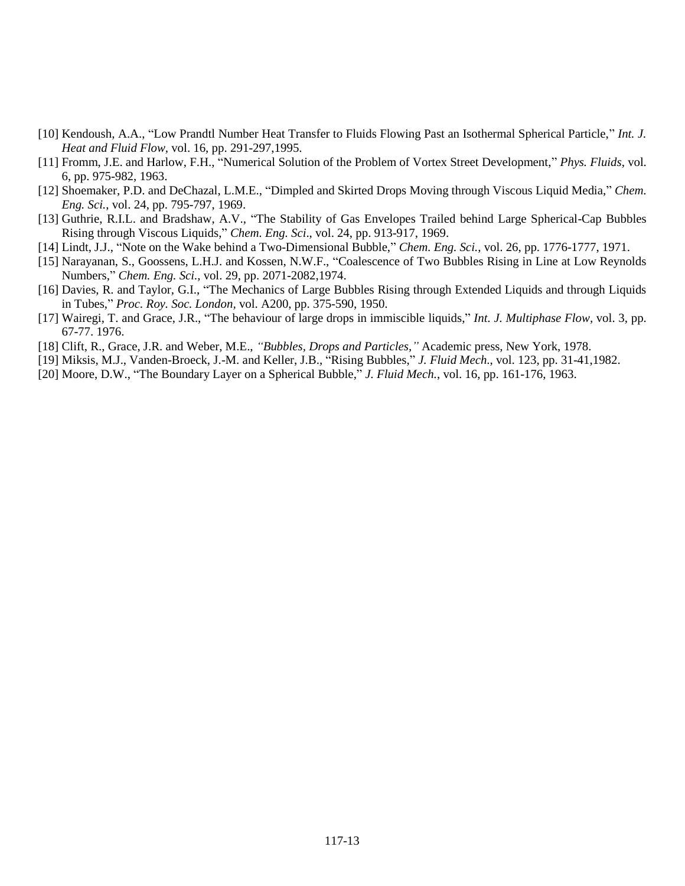[10] Kendoush, A.A., "Low Prandtl Number Heat Transfer to Fluids Flowing Past an Isothermal Spherical Particle," *Int. J. Heat and Fluid Flow*, vol. 16, pp. 291-297,1995.

[11] Fromm, J.E. and Harlow, F.H., "Numerical Solution of the Problem of Vortex Street Development," *Phys. Fluids*, vol. 6, pp. 975-982, 1963.

[12] Shoemaker, P.D. and DeChazal, L.M.E., "Dimpled and Skirted Drops Moving through Viscous Liquid Media," *Chem. Eng. Sci.*, vol. 24, pp. 795-797, 1969.

[13] Guthrie, R.I.L. and Bradshaw, A.V., "The Stability of Gas Envelopes Trailed behind Large Spherical-Cap Bubbles Rising through Viscous Liquids," *Chem. Eng. Sci*., vol. 24, pp. 913-917, 1969.

[14] Lindt, J.J., "Note on the Wake behind a Two-Dimensional Bubble," *Chem. Eng. Sci.*, vol. 26, pp. 1776-1777, 1971.

[15] Narayanan, S., Goossens, L.H.J. and Kossen, N.W.F., "Coalescence of Two Bubbles Rising in Line at Low Reynolds Numbers," *Chem. Eng. Sci.*, vol. 29, pp. 2071-2082,1974.

[16] Davies, R. and Taylor, G.I., "The Mechanics of Large Bubbles Rising through Extended Liquids and through Liquids in Tubes," *Proc. Roy. Soc. London*, vol. A200, pp. 375-590, 1950.

[17] Wairegi, T. and Grace, J.R., "The behaviour of large drops in immiscible liquids," *Int. J. Multiphase Flow*, vol. 3, pp. 67-77. 1976.

[18] Clift, R., Grace, J.R. and Weber, M.E., *"Bubbles, Drops and Particles,"* Academic press, New York, 1978.

[19] Miksis, M.J., Vanden-Broeck, J.-M. and Keller, J.B., "Rising Bubbles," *J. Fluid Mech*., vol. 123, pp. 31-41,1982.

[20] Moore, D.W., "The Boundary Layer on a Spherical Bubble," *J. Fluid Mech.*, vol. 16, pp. 161-176, 1963.